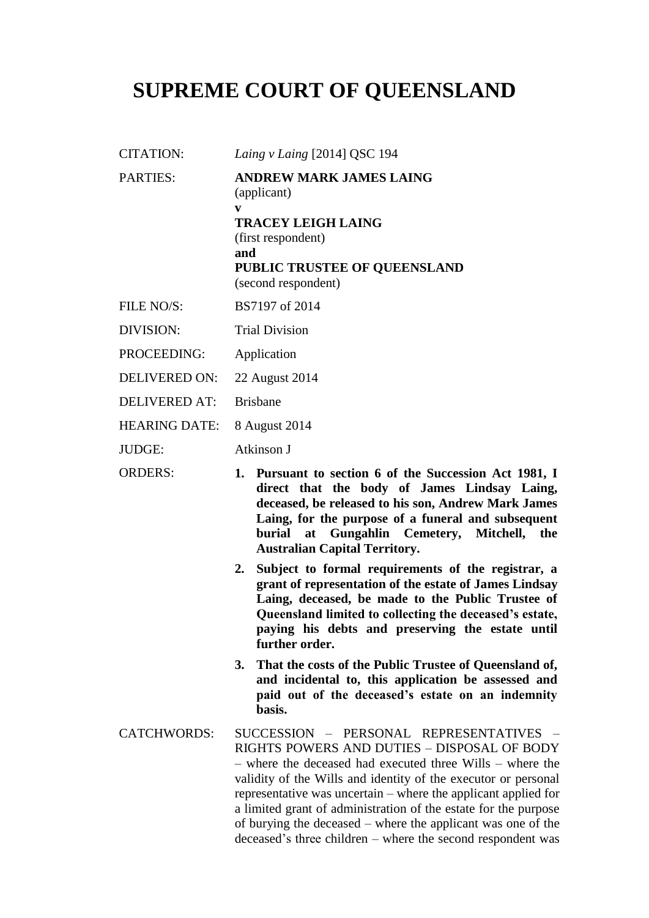# SUPREME COURT OF QUEENSLAND

| | |
|---|---|
| CITATION: | *Laing v Laing* [2014] QSC 194 |
| PARTIES: | **ANDREW MARK JAMES LAING**<br>(applicant)<br>**v**<br>**TRACEY LEIGH LAING**<br>(first respondent)<br>**and**<br>**PUBLIC TRUSTEE OF QUEENSLAND**<br>(second respondent) |
| FILE NO/S: | BS7197 of 2014 |
| DIVISION: | Trial Division |
| PROCEEDING: | Application |
| DELIVERED ON: | 22 August 2014 |
| DELIVERED AT: | Brisbane |
| HEARING DATE: | 8 August 2014 |
| JUDGE: | Atkinson J |
| ORDERS: | **1. Pursuant to section 6 of the Succession Act 1981, I direct that the body of James Lindsay Laing, deceased, be released to his son, Andrew Mark James Laing, for the purpose of a funeral and subsequent burial at Gungahlin Cemetery, Mitchell, the Australian Capital Territory.**<br>**2. Subject to formal requirements of the registrar, a grant of representation of the estate of James Lindsay Laing, deceased, be made to the Public Trustee of Queensland limited to collecting the deceased's estate, paying his debts and preserving the estate until further order.**<br>**3. That the costs of the Public Trustee of Queensland of, and incidental to, this application be assessed and paid out of the deceased's estate on an indemnity basis.** |
| CATCHWORDS: | SUCCESSION – PERSONAL REPRESENTATIVES – RIGHTS POWERS AND DUTIES – DISPOSAL OF BODY – where the deceased had executed three Wills – where the validity of the Wills and identity of the executor or personal representative was uncertain – where the applicant applied for a limited grant of administration of the estate for the purpose of burying the deceased – where the applicant was one of the deceased's three children – where the second respondent was |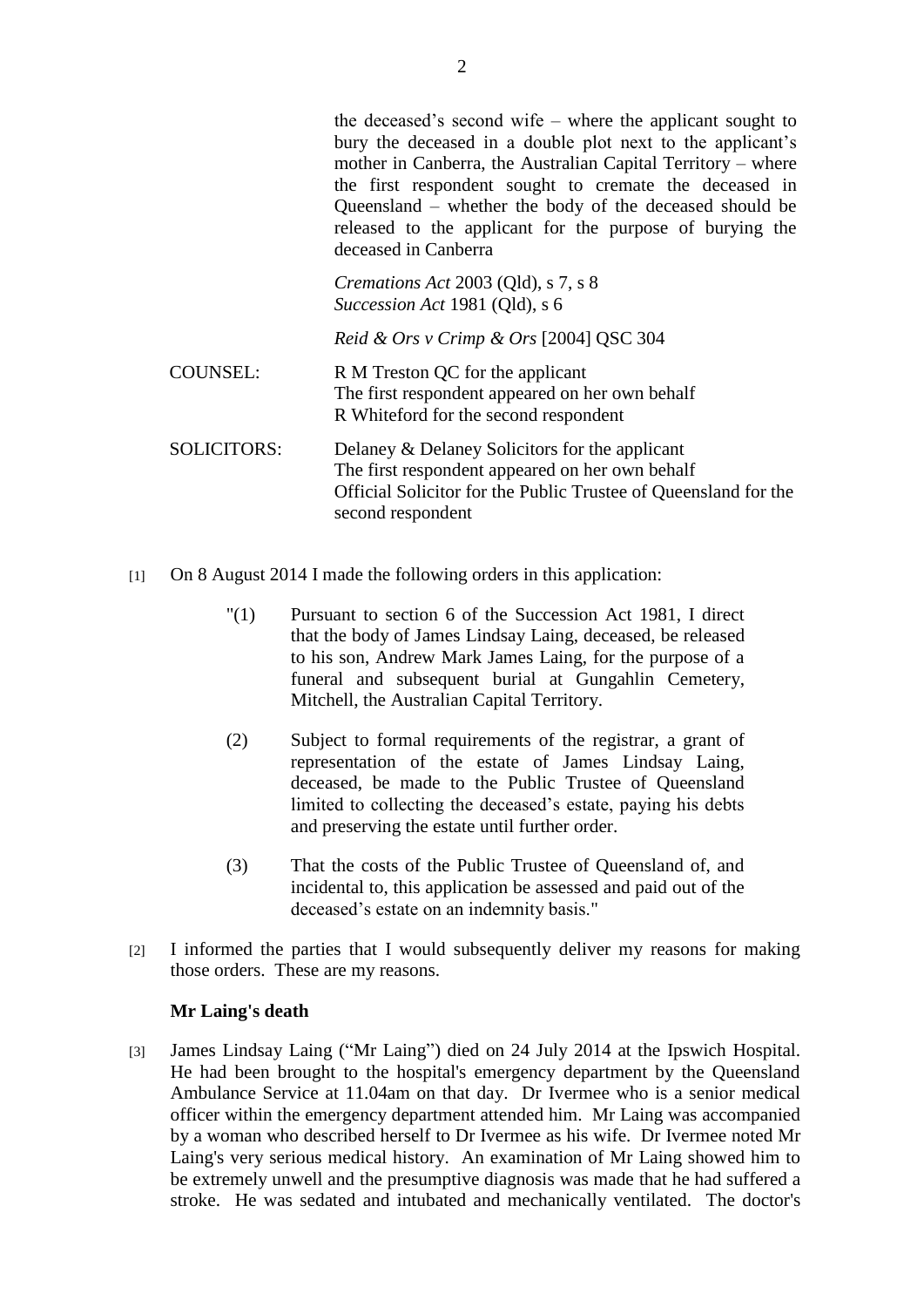the deceased's second wife – where the applicant sought to bury the deceased in a double plot next to the applicant's mother in Canberra, the Australian Capital Territory – where the first respondent sought to cremate the deceased in Queensland – whether the body of the deceased should be released to the applicant for the purpose of burying the deceased in Canberra

*Cremations Act* 2003 (Qld), s 7, s 8
*Succession Act* 1981 (Qld), s 6

*Reid & Ors v Crimp & Ors* [2004] QSC 304

COUNSEL: R M Treston QC for the applicant
The first respondent appeared on her own behalf
R Whiteford for the second respondent

SOLICITORS: Delaney & Delaney Solicitors for the applicant
The first respondent appeared on her own behalf
Official Solicitor for the Public Trustee of Queensland for the second respondent

[1] On 8 August 2014 I made the following orders in this application:

> "(1) Pursuant to section 6 of the Succession Act 1981, I direct that the body of James Lindsay Laing, deceased, be released to his son, Andrew Mark James Laing, for the purpose of a funeral and subsequent burial at Gungahlin Cemetery, Mitchell, the Australian Capital Territory.
>
> (2) Subject to formal requirements of the registrar, a grant of representation of the estate of James Lindsay Laing, deceased, be made to the Public Trustee of Queensland limited to collecting the deceased's estate, paying his debts and preserving the estate until further order.
>
> (3) That the costs of the Public Trustee of Queensland of, and incidental to, this application be assessed and paid out of the deceased's estate on an indemnity basis."

[2] I informed the parties that I would subsequently deliver my reasons for making those orders. These are my reasons.

### Mr Laing's death

[3] James Lindsay Laing ("Mr Laing") died on 24 July 2014 at the Ipswich Hospital. He had been brought to the hospital's emergency department by the Queensland Ambulance Service at 11.04am on that day. Dr Ivermee who is a senior medical officer within the emergency department attended him. Mr Laing was accompanied by a woman who described herself to Dr Ivermee as his wife. Dr Ivermee noted Mr Laing's very serious medical history. An examination of Mr Laing showed him to be extremely unwell and the presumptive diagnosis was made that he had suffered a stroke. He was sedated and intubated and mechanically ventilated. The doctor's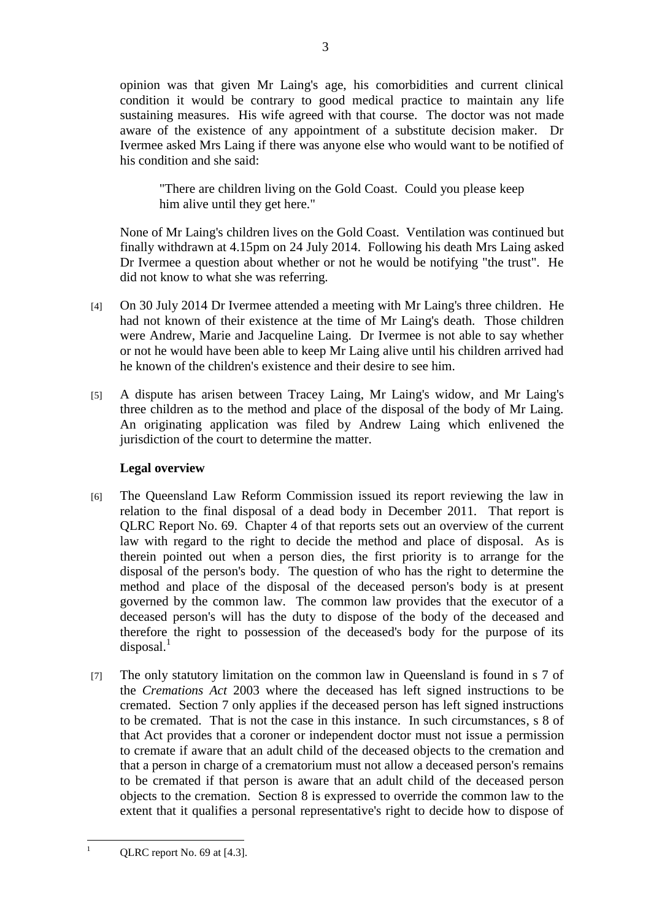opinion was that given Mr Laing's age, his comorbidities and current clinical condition it would be contrary to good medical practice to maintain any life sustaining measures. His wife agreed with that course. The doctor was not made aware of the existence of any appointment of a substitute decision maker. Dr Ivermee asked Mrs Laing if there was anyone else who would want to be notified of his condition and she said:

> "There are children living on the Gold Coast. Could you please keep him alive until they get here."

None of Mr Laing's children lives on the Gold Coast. Ventilation was continued but finally withdrawn at 4.15pm on 24 July 2014. Following his death Mrs Laing asked Dr Ivermee a question about whether or not he would be notifying "the trust". He did not know to what she was referring.

[4] On 30 July 2014 Dr Ivermee attended a meeting with Mr Laing's three children. He had not known of their existence at the time of Mr Laing's death. Those children were Andrew, Marie and Jacqueline Laing. Dr Ivermee is not able to say whether or not he would have been able to keep Mr Laing alive until his children arrived had he known of the children's existence and their desire to see him.

[5] A dispute has arisen between Tracey Laing, Mr Laing's widow, and Mr Laing's three children as to the method and place of the disposal of the body of Mr Laing. An originating application was filed by Andrew Laing which enlivened the jurisdiction of the court to determine the matter.

### Legal overview

[6] The Queensland Law Reform Commission issued its report reviewing the law in relation to the final disposal of a dead body in December 2011. That report is QLRC Report No. 69. Chapter 4 of that reports sets out an overview of the current law with regard to the right to decide the method and place of disposal. As is therein pointed out when a person dies, the first priority is to arrange for the disposal of the person's body. The question of who has the right to determine the method and place of the disposal of the deceased person's body is at present governed by the common law. The common law provides that the executor of a deceased person's will has the duty to dispose of the body of the deceased and therefore the right to possession of the deceased's body for the purpose of its disposal.[1]

[7] The only statutory limitation on the common law in Queensland is found in s 7 of the *Cremations Act* 2003 where the deceased has left signed instructions to be cremated. Section 7 only applies if the deceased person has left signed instructions to be cremated. That is not the case in this instance. In such circumstances, s 8 of that Act provides that a coroner or independent doctor must not issue a permission to cremate if aware that an adult child of the deceased objects to the cremation and that a person in charge of a crematorium must not allow a deceased person's remains to be cremated if that person is aware that an adult child of the deceased person objects to the cremation. Section 8 is expressed to override the common law to the extent that it qualifies a personal representative's right to decide how to dispose of

---

[1] QLRC report No. 69 at [4.3].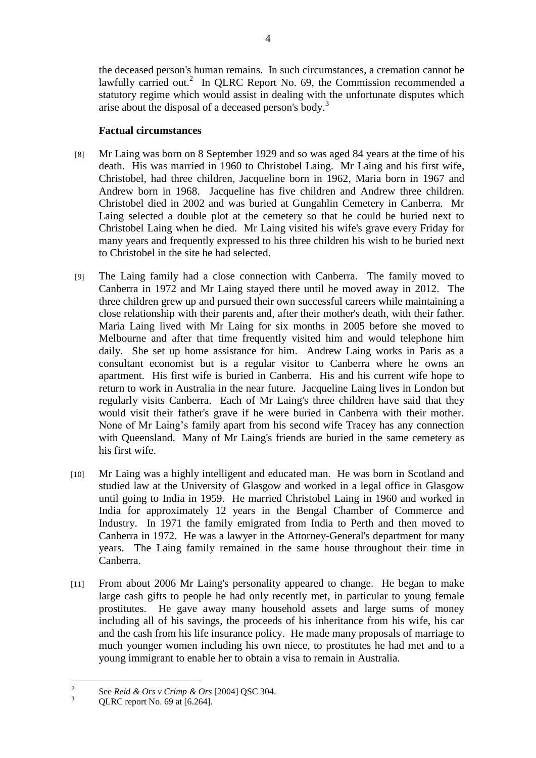the deceased person's human remains. In such circumstances, a cremation cannot be lawfully carried out.[2] In QLRC Report No. 69, the Commission recommended a statutory regime which would assist in dealing with the unfortunate disputes which arise about the disposal of a deceased person's body.[3]

### Factual circumstances

[8] Mr Laing was born on 8 September 1929 and so was aged 84 years at the time of his death. His was married in 1960 to Christobel Laing. Mr Laing and his first wife, Christobel, had three children, Jacqueline born in 1962, Maria born in 1967 and Andrew born in 1968. Jacqueline has five children and Andrew three children. Christobel died in 2002 and was buried at Gungahlin Cemetery in Canberra. Mr Laing selected a double plot at the cemetery so that he could be buried next to Christobel Laing when he died. Mr Laing visited his wife's grave every Friday for many years and frequently expressed to his three children his wish to be buried next to Christobel in the site he had selected.

[9] The Laing family had a close connection with Canberra. The family moved to Canberra in 1972 and Mr Laing stayed there until he moved away in 2012. The three children grew up and pursued their own successful careers while maintaining a close relationship with their parents and, after their mother's death, with their father. Maria Laing lived with Mr Laing for six months in 2005 before she moved to Melbourne and after that time frequently visited him and would telephone him daily. She set up home assistance for him. Andrew Laing works in Paris as a consultant economist but is a regular visitor to Canberra where he owns an apartment. His first wife is buried in Canberra. His and his current wife hope to return to work in Australia in the near future. Jacqueline Laing lives in London but regularly visits Canberra. Each of Mr Laing's three children have said that they would visit their father's grave if he were buried in Canberra with their mother. None of Mr Laing's family apart from his second wife Tracey has any connection with Queensland. Many of Mr Laing's friends are buried in the same cemetery as his first wife.

[10] Mr Laing was a highly intelligent and educated man. He was born in Scotland and studied law at the University of Glasgow and worked in a legal office in Glasgow until going to India in 1959. He married Christobel Laing in 1960 and worked in India for approximately 12 years in the Bengal Chamber of Commerce and Industry. In 1971 the family emigrated from India to Perth and then moved to Canberra in 1972. He was a lawyer in the Attorney-General's department for many years. The Laing family remained in the same house throughout their time in Canberra.

[11] From about 2006 Mr Laing's personality appeared to change. He began to make large cash gifts to people he had only recently met, in particular to young female prostitutes. He gave away many household assets and large sums of money including all of his savings, the proceeds of his inheritance from his wife, his car and the cash from his life insurance policy. He made many proposals of marriage to much younger women including his own niece, to prostitutes he had met and to a young immigrant to enable her to obtain a visa to remain in Australia.

---

[2] See *Reid & Ors v Crimp & Ors* [2004] QSC 304.

[3] QLRC report No. 69 at [6.264].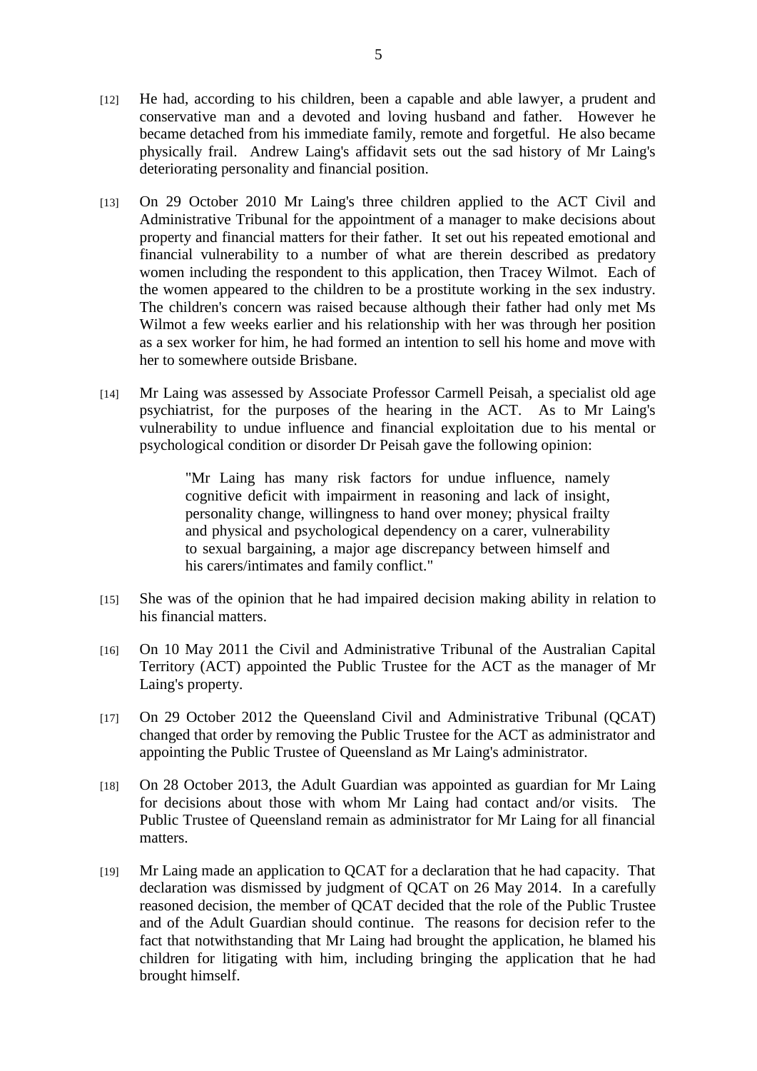[12] He had, according to his children, been a capable and able lawyer, a prudent and conservative man and a devoted and loving husband and father. However he became detached from his immediate family, remote and forgetful. He also became physically frail. Andrew Laing's affidavit sets out the sad history of Mr Laing's deteriorating personality and financial position.

[13] On 29 October 2010 Mr Laing's three children applied to the ACT Civil and Administrative Tribunal for the appointment of a manager to make decisions about property and financial matters for their father. It set out his repeated emotional and financial vulnerability to a number of what are therein described as predatory women including the respondent to this application, then Tracey Wilmot. Each of the women appeared to the children to be a prostitute working in the sex industry. The children's concern was raised because although their father had only met Ms Wilmot a few weeks earlier and his relationship with her was through her position as a sex worker for him, he had formed an intention to sell his home and move with her to somewhere outside Brisbane.

[14] Mr Laing was assessed by Associate Professor Carmell Peisah, a specialist old age psychiatrist, for the purposes of the hearing in the ACT. As to Mr Laing's vulnerability to undue influence and financial exploitation due to his mental or psychological condition or disorder Dr Peisah gave the following opinion:

> "Mr Laing has many risk factors for undue influence, namely cognitive deficit with impairment in reasoning and lack of insight, personality change, willingness to hand over money; physical frailty and physical and psychological dependency on a carer, vulnerability to sexual bargaining, a major age discrepancy between himself and his carers/intimates and family conflict."

[15] She was of the opinion that he had impaired decision making ability in relation to his financial matters.

[16] On 10 May 2011 the Civil and Administrative Tribunal of the Australian Capital Territory (ACT) appointed the Public Trustee for the ACT as the manager of Mr Laing's property.

[17] On 29 October 2012 the Queensland Civil and Administrative Tribunal (QCAT) changed that order by removing the Public Trustee for the ACT as administrator and appointing the Public Trustee of Queensland as Mr Laing's administrator.

[18] On 28 October 2013, the Adult Guardian was appointed as guardian for Mr Laing for decisions about those with whom Mr Laing had contact and/or visits. The Public Trustee of Queensland remain as administrator for Mr Laing for all financial matters.

[19] Mr Laing made an application to QCAT for a declaration that he had capacity. That declaration was dismissed by judgment of QCAT on 26 May 2014. In a carefully reasoned decision, the member of QCAT decided that the role of the Public Trustee and of the Adult Guardian should continue. The reasons for decision refer to the fact that notwithstanding that Mr Laing had brought the application, he blamed his children for litigating with him, including bringing the application that he had brought himself.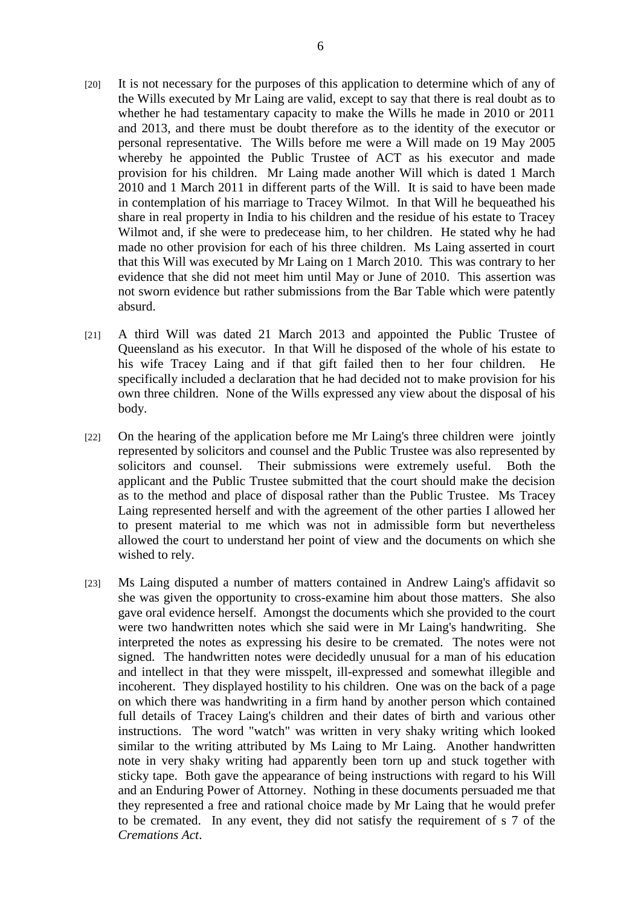[20] It is not necessary for the purposes of this application to determine which of any of the Wills executed by Mr Laing are valid, except to say that there is real doubt as to whether he had testamentary capacity to make the Wills he made in 2010 or 2011 and 2013, and there must be doubt therefore as to the identity of the executor or personal representative. The Wills before me were a Will made on 19 May 2005 whereby he appointed the Public Trustee of ACT as his executor and made provision for his children. Mr Laing made another Will which is dated 1 March 2010 and 1 March 2011 in different parts of the Will. It is said to have been made in contemplation of his marriage to Tracey Wilmot. In that Will he bequeathed his share in real property in India to his children and the residue of his estate to Tracey Wilmot and, if she were to predecease him, to her children. He stated why he had made no other provision for each of his three children. Ms Laing asserted in court that this Will was executed by Mr Laing on 1 March 2010. This was contrary to her evidence that she did not meet him until May or June of 2010. This assertion was not sworn evidence but rather submissions from the Bar Table which were patently absurd.

[21] A third Will was dated 21 March 2013 and appointed the Public Trustee of Queensland as his executor. In that Will he disposed of the whole of his estate to his wife Tracey Laing and if that gift failed then to her four children. He specifically included a declaration that he had decided not to make provision for his own three children. None of the Wills expressed any view about the disposal of his body.

[22] On the hearing of the application before me Mr Laing's three children were jointly represented by solicitors and counsel and the Public Trustee was also represented by solicitors and counsel. Their submissions were extremely useful. Both the applicant and the Public Trustee submitted that the court should make the decision as to the method and place of disposal rather than the Public Trustee. Ms Tracey Laing represented herself and with the agreement of the other parties I allowed her to present material to me which was not in admissible form but nevertheless allowed the court to understand her point of view and the documents on which she wished to rely.

[23] Ms Laing disputed a number of matters contained in Andrew Laing's affidavit so she was given the opportunity to cross-examine him about those matters. She also gave oral evidence herself. Amongst the documents which she provided to the court were two handwritten notes which she said were in Mr Laing's handwriting. She interpreted the notes as expressing his desire to be cremated. The notes were not signed. The handwritten notes were decidedly unusual for a man of his education and intellect in that they were misspelt, ill-expressed and somewhat illegible and incoherent. They displayed hostility to his children. One was on the back of a page on which there was handwriting in a firm hand by another person which contained full details of Tracey Laing's children and their dates of birth and various other instructions. The word "watch" was written in very shaky writing which looked similar to the writing attributed by Ms Laing to Mr Laing. Another handwritten note in very shaky writing had apparently been torn up and stuck together with sticky tape. Both gave the appearance of being instructions with regard to his Will and an Enduring Power of Attorney. Nothing in these documents persuaded me that they represented a free and rational choice made by Mr Laing that he would prefer to be cremated. In any event, they did not satisfy the requirement of s 7 of the *Cremations Act*.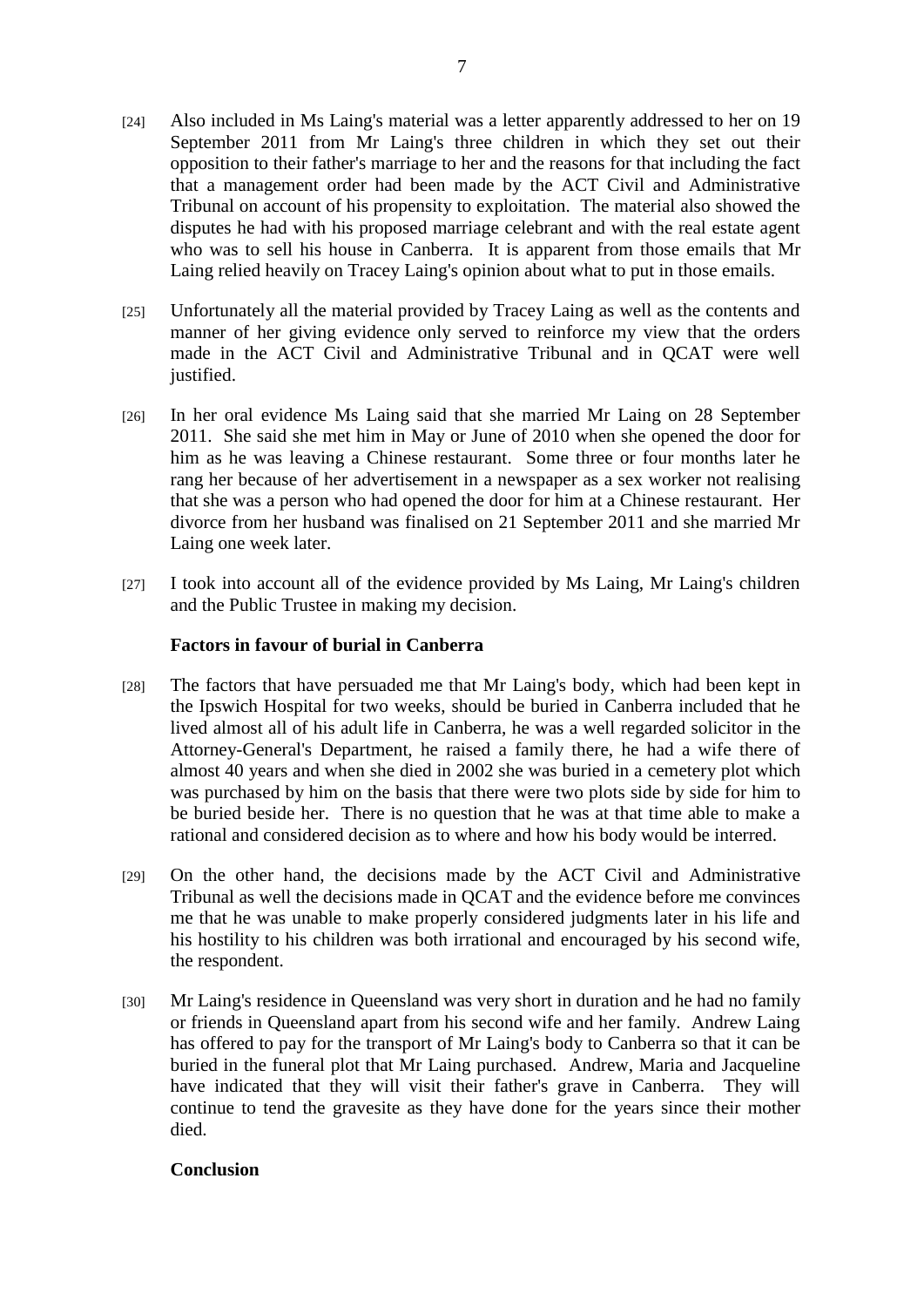[24] Also included in Ms Laing's material was a letter apparently addressed to her on 19 September 2011 from Mr Laing's three children in which they set out their opposition to their father's marriage to her and the reasons for that including the fact that a management order had been made by the ACT Civil and Administrative Tribunal on account of his propensity to exploitation. The material also showed the disputes he had with his proposed marriage celebrant and with the real estate agent who was to sell his house in Canberra. It is apparent from those emails that Mr Laing relied heavily on Tracey Laing's opinion about what to put in those emails.

[25] Unfortunately all the material provided by Tracey Laing as well as the contents and manner of her giving evidence only served to reinforce my view that the orders made in the ACT Civil and Administrative Tribunal and in QCAT were well justified.

[26] In her oral evidence Ms Laing said that she married Mr Laing on 28 September 2011. She said she met him in May or June of 2010 when she opened the door for him as he was leaving a Chinese restaurant. Some three or four months later he rang her because of her advertisement in a newspaper as a sex worker not realising that she was a person who had opened the door for him at a Chinese restaurant. Her divorce from her husband was finalised on 21 September 2011 and she married Mr Laing one week later.

[27] I took into account all of the evidence provided by Ms Laing, Mr Laing's children and the Public Trustee in making my decision.

**Factors in favour of burial in Canberra**

[28] The factors that have persuaded me that Mr Laing's body, which had been kept in the Ipswich Hospital for two weeks, should be buried in Canberra included that he lived almost all of his adult life in Canberra, he was a well regarded solicitor in the Attorney-General's Department, he raised a family there, he had a wife there of almost 40 years and when she died in 2002 she was buried in a cemetery plot which was purchased by him on the basis that there were two plots side by side for him to be buried beside her. There is no question that he was at that time able to make a rational and considered decision as to where and how his body would be interred.

[29] On the other hand, the decisions made by the ACT Civil and Administrative Tribunal as well the decisions made in QCAT and the evidence before me convinces me that he was unable to make properly considered judgments later in his life and his hostility to his children was both irrational and encouraged by his second wife, the respondent.

[30] Mr Laing's residence in Queensland was very short in duration and he had no family or friends in Queensland apart from his second wife and her family. Andrew Laing has offered to pay for the transport of Mr Laing's body to Canberra so that it can be buried in the funeral plot that Mr Laing purchased. Andrew, Maria and Jacqueline have indicated that they will visit their father's grave in Canberra. They will continue to tend the gravesite as they have done for the years since their mother died.

**Conclusion**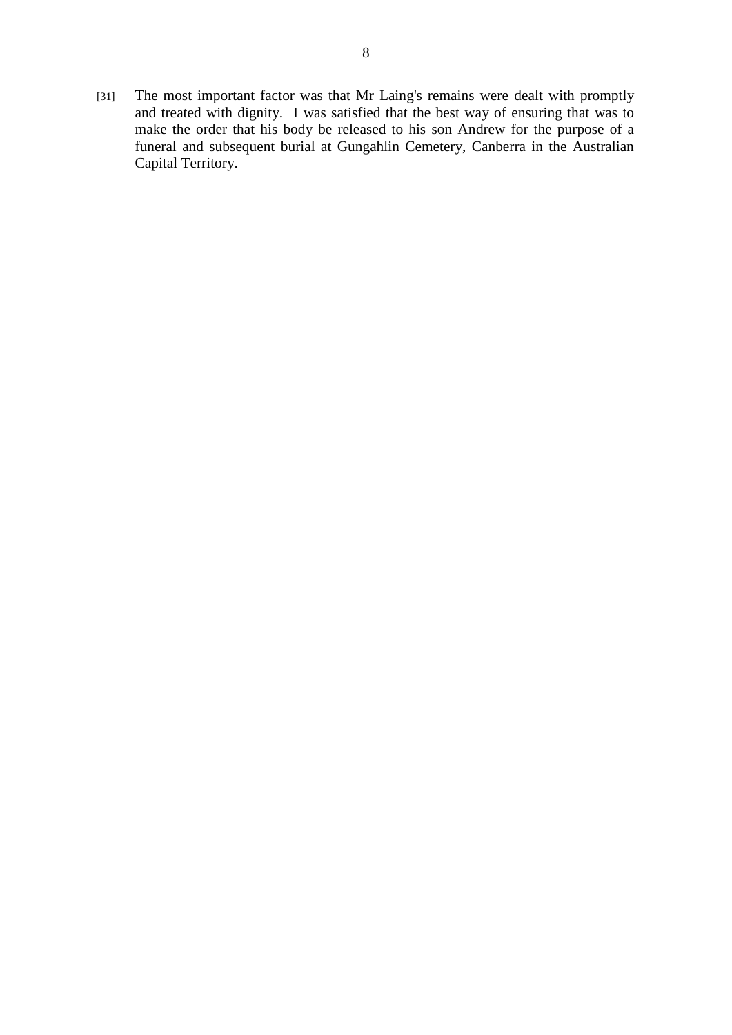[31] The most important factor was that Mr Laing's remains were dealt with promptly and treated with dignity. I was satisfied that the best way of ensuring that was to make the order that his body be released to his son Andrew for the purpose of a funeral and subsequent burial at Gungahlin Cemetery, Canberra in the Australian Capital Territory.